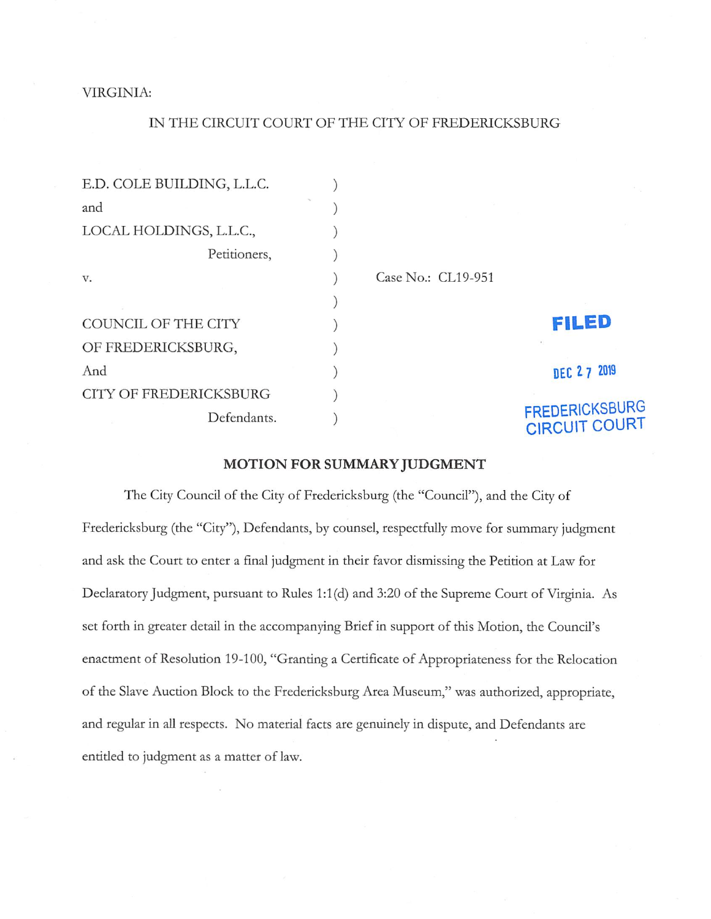VIRGINIA:

IN THE CIRCUIT COURT OF THE CITY OF FREDERICKSBURG

| | | |
|---|---|---|
| E.D. COLE BUILDING, L.L.C. | ) | |
| and | ) | |
| LOCAL HOLDINGS, L.L.C., | ) | |
| Petitioners, | ) | |
| v. | ) | Case No.: CL19-951 |
| | ) | |
| COUNCIL OF THE CITY | ) | |
| OF FREDERICKSBURG, | ) | |
| And | ) | |
| CITY OF FREDERICKSBURG | ) | |
| Defendants. | ) | |

FILED

DEC 27 2019

FREDERICKSBURG CIRCUIT COURT

## MOTION FOR SUMMARY JUDGMENT

The City Council of the City of Fredericksburg (the "Council"), and the City of Fredericksburg (the "City"), Defendants, by counsel, respectfully move for summary judgment and ask the Court to enter a final judgment in their favor dismissing the Petition at Law for Declaratory Judgment, pursuant to Rules 1:1(d) and 3:20 of the Supreme Court of Virginia. As set forth in greater detail in the accompanying Brief in support of this Motion, the Council's enactment of Resolution 19-100, "Granting a Certificate of Appropriateness for the Relocation of the Slave Auction Block to the Fredericksburg Area Museum," was authorized, appropriate, and regular in all respects. No material facts are genuinely in dispute, and Defendants are entitled to judgment as a matter of law.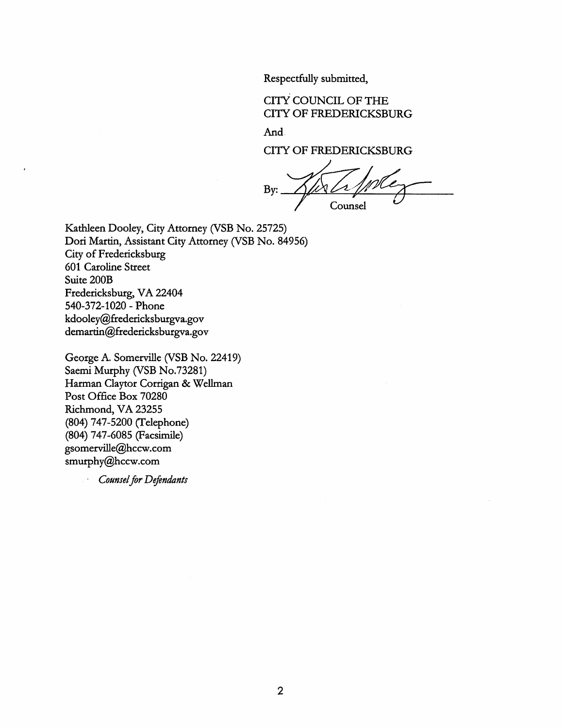Respectfully submitted,

CITY COUNCIL OF THE
CITY OF FREDERICKSBURG

And

CITY OF FREDERICKSBURG

By: _______________________
Counsel

Kathleen Dooley, City Attorney (VSB No. 25725)
Dori Martin, Assistant City Attorney (VSB No. 84956)
City of Fredericksburg
601 Caroline Street
Suite 200B
Fredericksburg, VA 22404
540-372-1020 - Phone
kdooley@fredericksburgva.gov
demartin@fredericksburgva.gov

George A. Somerville (VSB No. 22419)
Saemi Murphy (VSB No.73281)
Harman Claytor Corrigan & Wellman
Post Office Box 70280
Richmond, VA 23255
(804) 747-5200 (Telephone)
(804) 747-6085 (Facsimile)
gsomerville@hccw.com
smurphy@hccw.com

*Counsel for Defendants*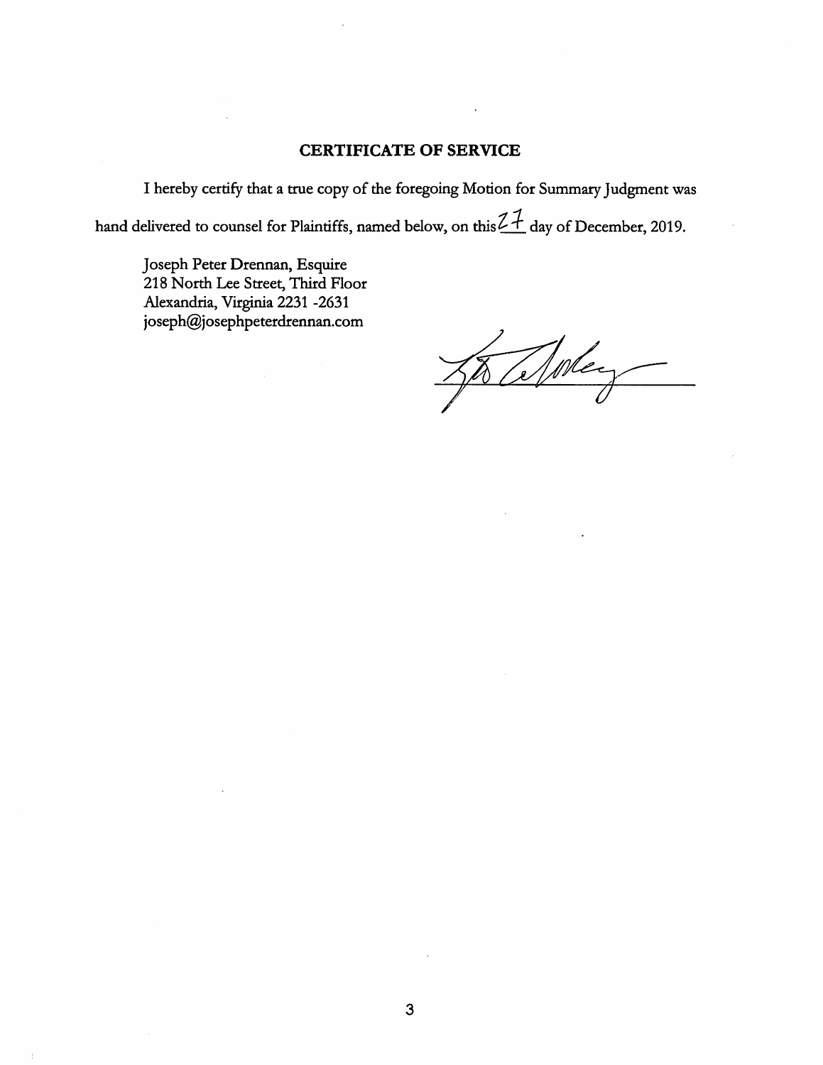## CERTIFICATE OF SERVICE

I hereby certify that a true copy of the foregoing Motion for Summary Judgment was hand delivered to counsel for Plaintiffs, named below, on this 27 day of December, 2019.

Joseph Peter Drennan, Esquire
218 North Lee Street, Third Floor
Alexandria, Virginia 2231 -2631
joseph@josephpeterdrennan.com